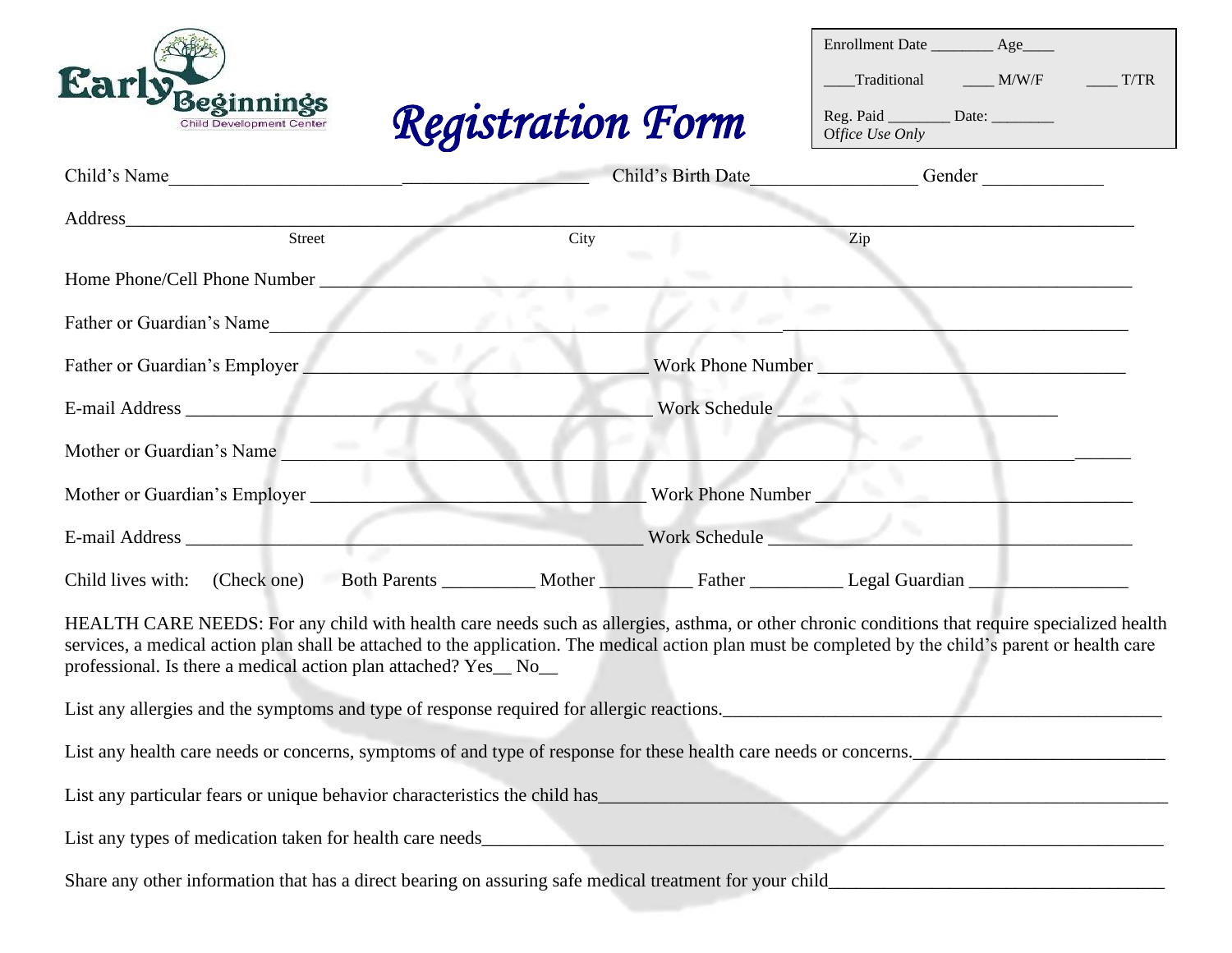Early Beginnings
Child Development Center

# Registration Form

Enrollment Date ________ Age____

____Traditional ____ M/W/F ____ T/TR

Reg. Paid ________ Date: ________
*Office Use Only*

Child's Name________________________________________________ Child's Birth Date__________________ Gender _____________

Address______________________________________________________________________________________________
Street City Zip

Home Phone/Cell Phone Number _________________________________________________________________________

Father or Guardian's Name______________________________________________________________________________

Father or Guardian's Employer ______________________________ Work Phone Number _____________________________

E-mail Address ___________________________________________ Work Schedule _______________________________

Mother or Guardian's Name ______________________________________________________________________________

Mother or Guardian's Employer ______________________________ Work Phone Number _____________________________

E-mail Address ___________________________________________ Work Schedule _______________________________

Child lives with: (Check one) Both Parents __________ Mother __________ Father __________ Legal Guardian _________________

HEALTH CARE NEEDS: For any child with health care needs such as allergies, asthma, or other chronic conditions that require specialized health services, a medical action plan shall be attached to the application. The medical action plan must be completed by the child's parent or health care professional. Is there a medical action plan attached? Yes__ No__

List any allergies and the symptoms and type of response required for allergic reactions._______________________________________________

List any health care needs or concerns, symptoms of and type of response for these health care needs or concerns.__________________________

List any particular fears or unique behavior characteristics the child has__________________________________________________________

List any types of medication taken for health care needs___________________________________________________________________

Share any other information that has a direct bearing on assuring safe medical treatment for your child____________________________________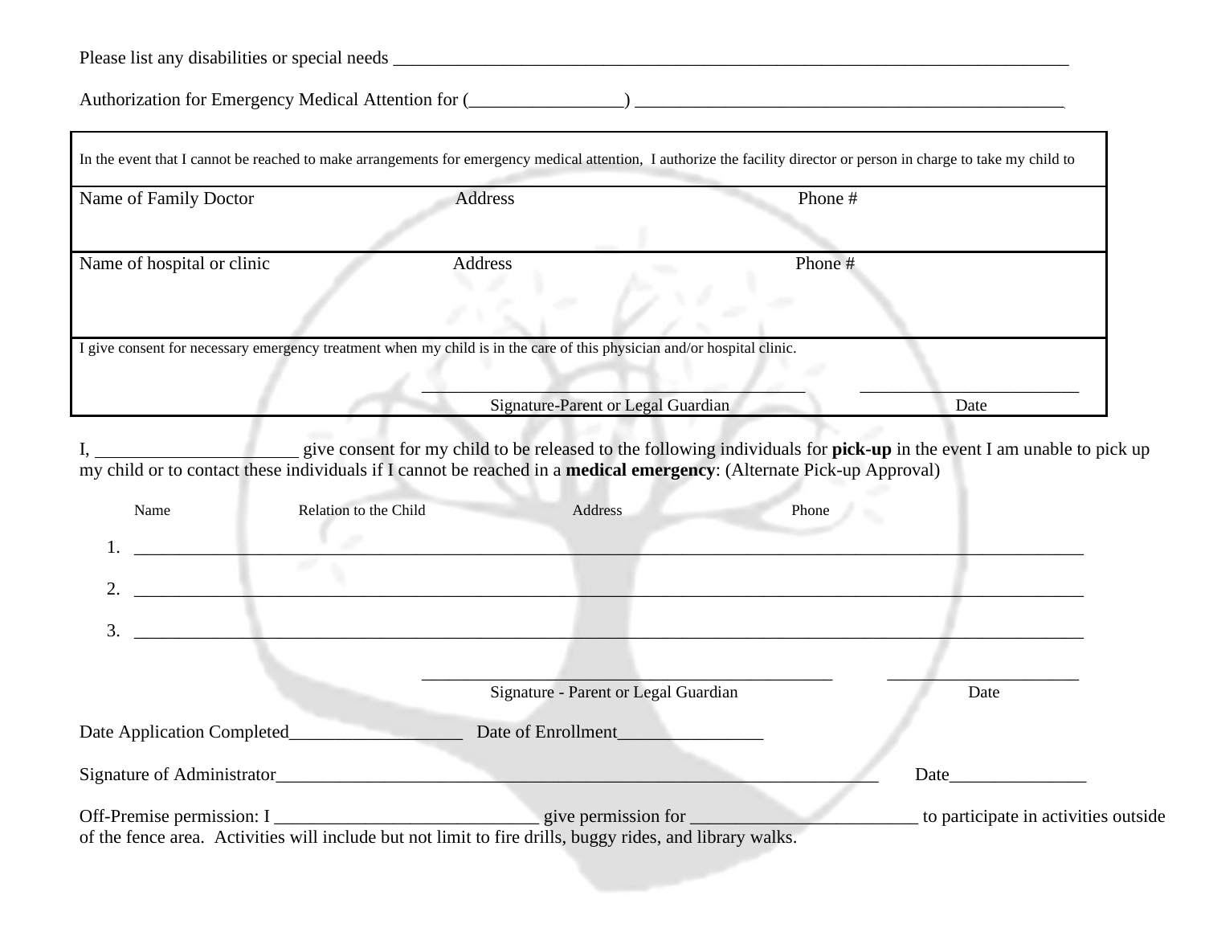Please list any disabilities or special needs ___________________________________________________________________________

Authorization for Emergency Medical Attention for (________________) _________________________________________________

| In the event that I cannot be reached to make arrangements for emergency medical attention, I authorize the facility director or person in charge to take my child to | | |
|---|---|---|
| Name of Family Doctor | Address | Phone # |
| Name of hospital or clinic | Address | Phone # |
| I give consent for necessary emergency treatment when my child is in the care of this physician and/or hospital clinic.<br><br>_____________________________________________ Signature-Parent or Legal Guardian &nbsp;&nbsp;&nbsp; _________________________ Date | | |

I, ______________________ give consent for my child to be released to the following individuals for **pick-up** in the event I am unable to pick up my child or to contact these individuals if I cannot be reached in a **medical emergency**: (Alternate Pick-up Approval)

Name &nbsp;&nbsp;&nbsp;&nbsp; Relation to the Child &nbsp;&nbsp;&nbsp;&nbsp; Address &nbsp;&nbsp;&nbsp;&nbsp; Phone

1. ____________________________________________________________________________________________________
2. ____________________________________________________________________________________________________
3. ____________________________________________________________________________________________________

_______________________________________________ Signature - Parent or Legal Guardian &nbsp;&nbsp;&nbsp; ______________________ Date

Date Application Completed___________________ Date of Enrollment________________

Signature of Administrator_____________________________________________________________________ Date_______________

Off-Premise permission: I _____________________________ give permission for _________________________ to participate in activities outside of the fence area. Activities will include but not limit to fire drills, buggy rides, and library walks.